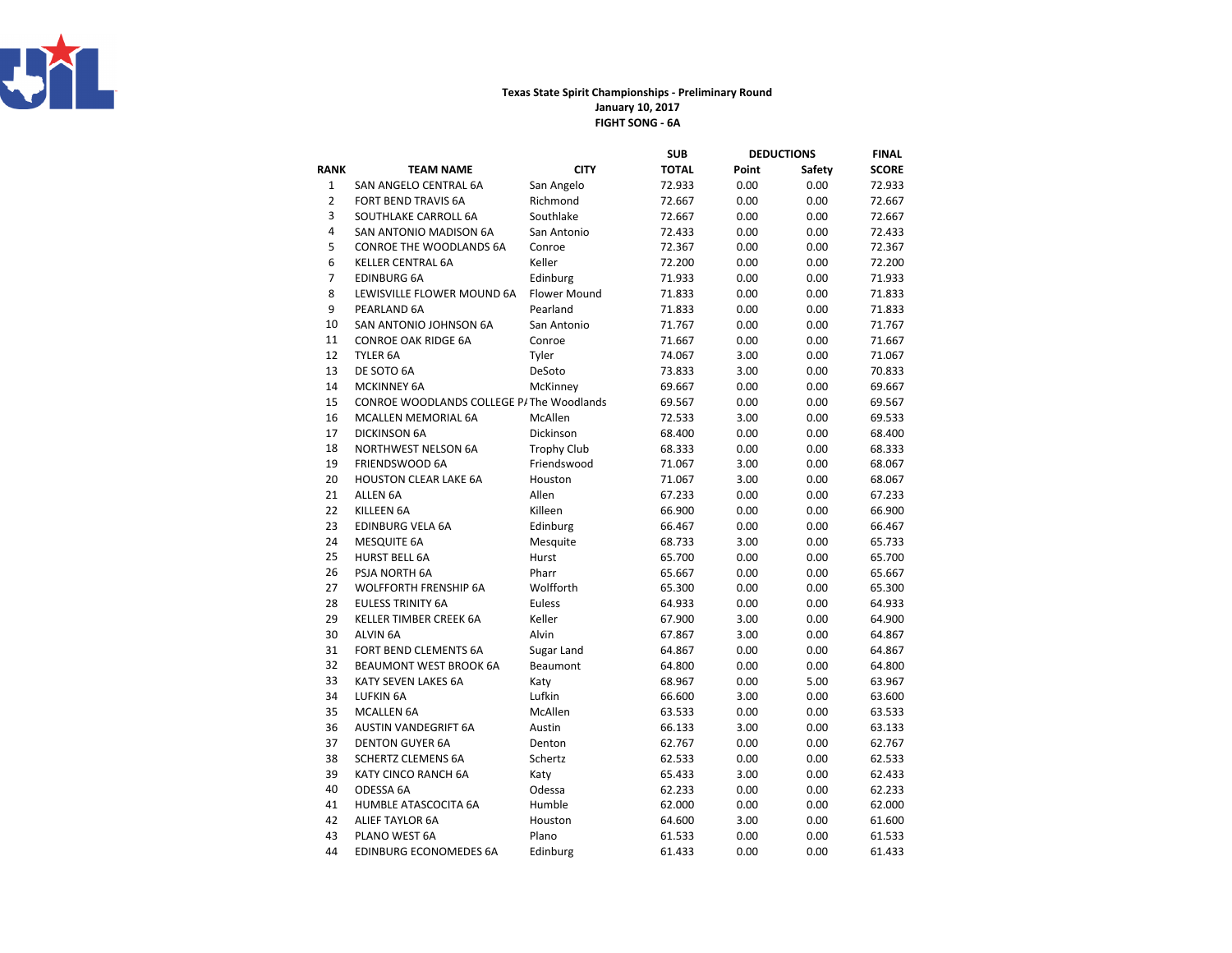**Texas State Spirit Championships - Preliminary Round**
**January 10, 2017**
**FIGHT SONG - 6A**

| RANK | TEAM NAME | CITY | SUB TOTAL | DEDUCTIONS Point | DEDUCTIONS Safety | FINAL SCORE |
|---|---|---|---|---|---|---|
| 1 | SAN ANGELO CENTRAL 6A | San Angelo | 72.933 | 0.00 | 0.00 | 72.933 |
| 2 | FORT BEND TRAVIS 6A | Richmond | 72.667 | 0.00 | 0.00 | 72.667 |
| 3 | SOUTHLAKE CARROLL 6A | Southlake | 72.667 | 0.00 | 0.00 | 72.667 |
| 4 | SAN ANTONIO MADISON 6A | San Antonio | 72.433 | 0.00 | 0.00 | 72.433 |
| 5 | CONROE THE WOODLANDS 6A | Conroe | 72.367 | 0.00 | 0.00 | 72.367 |
| 6 | KELLER CENTRAL 6A | Keller | 72.200 | 0.00 | 0.00 | 72.200 |
| 7 | EDINBURG 6A | Edinburg | 71.933 | 0.00 | 0.00 | 71.933 |
| 8 | LEWISVILLE FLOWER MOUND 6A | Flower Mound | 71.833 | 0.00 | 0.00 | 71.833 |
| 9 | PEARLAND 6A | Pearland | 71.833 | 0.00 | 0.00 | 71.833 |
| 10 | SAN ANTONIO JOHNSON 6A | San Antonio | 71.767 | 0.00 | 0.00 | 71.767 |
| 11 | CONROE OAK RIDGE 6A | Conroe | 71.667 | 0.00 | 0.00 | 71.667 |
| 12 | TYLER 6A | Tyler | 74.067 | 3.00 | 0.00 | 71.067 |
| 13 | DE SOTO 6A | DeSoto | 73.833 | 3.00 | 0.00 | 70.833 |
| 14 | MCKINNEY 6A | McKinney | 69.667 | 0.00 | 0.00 | 69.667 |
| 15 | CONROE WOODLANDS COLLEGE PA | The Woodlands | 69.567 | 0.00 | 0.00 | 69.567 |
| 16 | MCALLEN MEMORIAL 6A | McAllen | 72.533 | 3.00 | 0.00 | 69.533 |
| 17 | DICKINSON 6A | Dickinson | 68.400 | 0.00 | 0.00 | 68.400 |
| 18 | NORTHWEST NELSON 6A | Trophy Club | 68.333 | 0.00 | 0.00 | 68.333 |
| 19 | FRIENDSWOOD 6A | Friendswood | 71.067 | 3.00 | 0.00 | 68.067 |
| 20 | HOUSTON CLEAR LAKE 6A | Houston | 71.067 | 3.00 | 0.00 | 68.067 |
| 21 | ALLEN 6A | Allen | 67.233 | 0.00 | 0.00 | 67.233 |
| 22 | KILLEEN 6A | Killeen | 66.900 | 0.00 | 0.00 | 66.900 |
| 23 | EDINBURG VELA 6A | Edinburg | 66.467 | 0.00 | 0.00 | 66.467 |
| 24 | MESQUITE 6A | Mesquite | 68.733 | 3.00 | 0.00 | 65.733 |
| 25 | HURST BELL 6A | Hurst | 65.700 | 0.00 | 0.00 | 65.700 |
| 26 | PSJA NORTH 6A | Pharr | 65.667 | 0.00 | 0.00 | 65.667 |
| 27 | WOLFFORTH FRENSHIP 6A | Wolfforth | 65.300 | 0.00 | 0.00 | 65.300 |
| 28 | EULESS TRINITY 6A | Euless | 64.933 | 0.00 | 0.00 | 64.933 |
| 29 | KELLER TIMBER CREEK 6A | Keller | 67.900 | 3.00 | 0.00 | 64.900 |
| 30 | ALVIN 6A | Alvin | 67.867 | 3.00 | 0.00 | 64.867 |
| 31 | FORT BEND CLEMENTS 6A | Sugar Land | 64.867 | 0.00 | 0.00 | 64.867 |
| 32 | BEAUMONT WEST BROOK 6A | Beaumont | 64.800 | 0.00 | 0.00 | 64.800 |
| 33 | KATY SEVEN LAKES 6A | Katy | 68.967 | 0.00 | 5.00 | 63.967 |
| 34 | LUFKIN 6A | Lufkin | 66.600 | 3.00 | 0.00 | 63.600 |
| 35 | MCALLEN 6A | McAllen | 63.533 | 0.00 | 0.00 | 63.533 |
| 36 | AUSTIN VANDEGRIFT 6A | Austin | 66.133 | 3.00 | 0.00 | 63.133 |
| 37 | DENTON GUYER 6A | Denton | 62.767 | 0.00 | 0.00 | 62.767 |
| 38 | SCHERTZ CLEMENS 6A | Schertz | 62.533 | 0.00 | 0.00 | 62.533 |
| 39 | KATY CINCO RANCH 6A | Katy | 65.433 | 3.00 | 0.00 | 62.433 |
| 40 | ODESSA 6A | Odessa | 62.233 | 0.00 | 0.00 | 62.233 |
| 41 | HUMBLE ATASCOCITA 6A | Humble | 62.000 | 0.00 | 0.00 | 62.000 |
| 42 | ALIEF TAYLOR 6A | Houston | 64.600 | 3.00 | 0.00 | 61.600 |
| 43 | PLANO WEST 6A | Plano | 61.533 | 0.00 | 0.00 | 61.533 |
| 44 | EDINBURG ECONOMEDES 6A | Edinburg | 61.433 | 0.00 | 0.00 | 61.433 |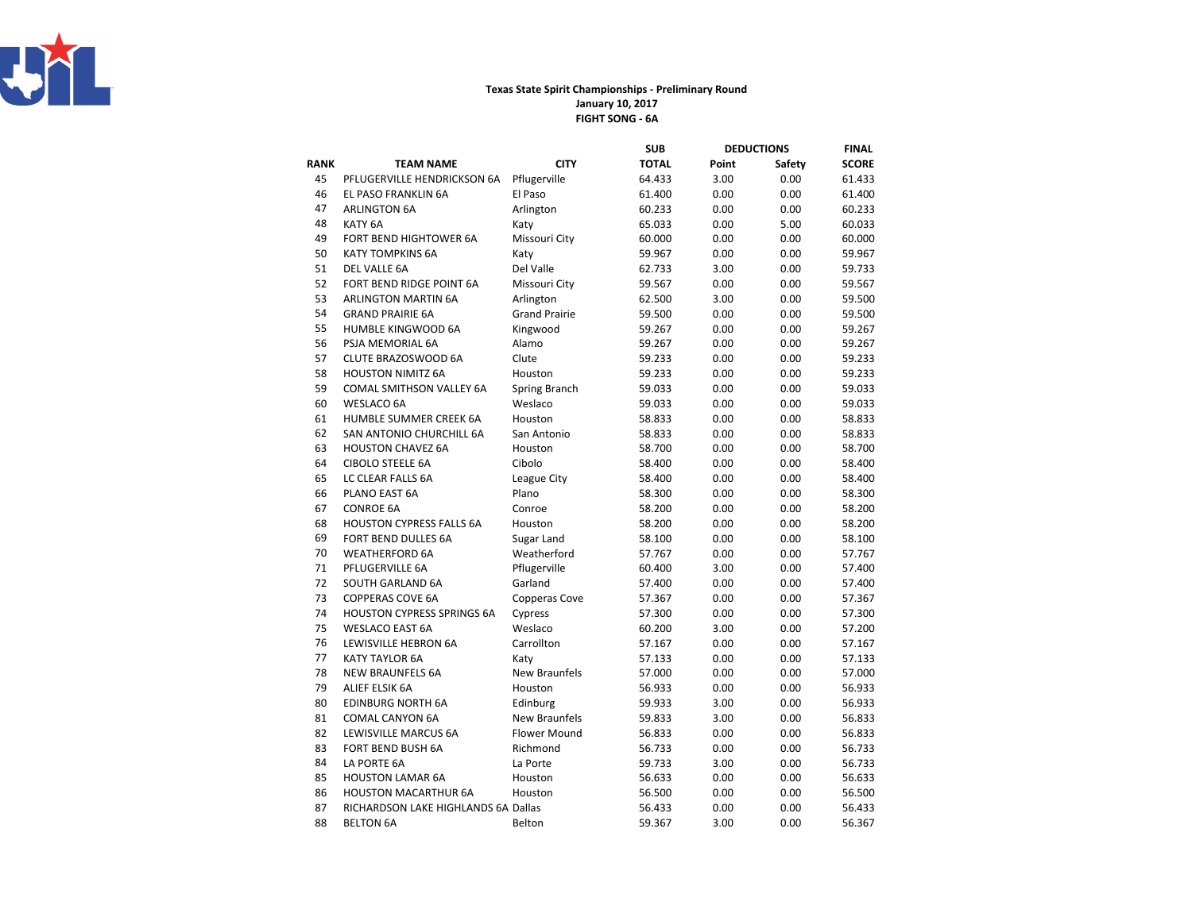**Texas State Spirit Championships - Preliminary Round**
**January 10, 2017**
**FIGHT SONG - 6A**

| RANK | TEAM NAME | CITY | SUB TOTAL | DEDUCTIONS Point | DEDUCTIONS Safety | FINAL SCORE |
|---|---|---|---|---|---|---|
| 45 | PFLUGERVILLE HENDRICKSON 6A | Pflugerville | 64.433 | 3.00 | 0.00 | 61.433 |
| 46 | EL PASO FRANKLIN 6A | El Paso | 61.400 | 0.00 | 0.00 | 61.400 |
| 47 | ARLINGTON 6A | Arlington | 60.233 | 0.00 | 0.00 | 60.233 |
| 48 | KATY 6A | Katy | 65.033 | 0.00 | 5.00 | 60.033 |
| 49 | FORT BEND HIGHTOWER 6A | Missouri City | 60.000 | 0.00 | 0.00 | 60.000 |
| 50 | KATY TOMPKINS 6A | Katy | 59.967 | 0.00 | 0.00 | 59.967 |
| 51 | DEL VALLE 6A | Del Valle | 62.733 | 3.00 | 0.00 | 59.733 |
| 52 | FORT BEND RIDGE POINT 6A | Missouri City | 59.567 | 0.00 | 0.00 | 59.567 |
| 53 | ARLINGTON MARTIN 6A | Arlington | 62.500 | 3.00 | 0.00 | 59.500 |
| 54 | GRAND PRAIRIE 6A | Grand Prairie | 59.500 | 0.00 | 0.00 | 59.500 |
| 55 | HUMBLE KINGWOOD 6A | Kingwood | 59.267 | 0.00 | 0.00 | 59.267 |
| 56 | PSJA MEMORIAL 6A | Alamo | 59.267 | 0.00 | 0.00 | 59.267 |
| 57 | CLUTE BRAZOSWOOD 6A | Clute | 59.233 | 0.00 | 0.00 | 59.233 |
| 58 | HOUSTON NIMITZ 6A | Houston | 59.233 | 0.00 | 0.00 | 59.233 |
| 59 | COMAL SMITHSON VALLEY 6A | Spring Branch | 59.033 | 0.00 | 0.00 | 59.033 |
| 60 | WESLACO 6A | Weslaco | 59.033 | 0.00 | 0.00 | 59.033 |
| 61 | HUMBLE SUMMER CREEK 6A | Houston | 58.833 | 0.00 | 0.00 | 58.833 |
| 62 | SAN ANTONIO CHURCHILL 6A | San Antonio | 58.833 | 0.00 | 0.00 | 58.833 |
| 63 | HOUSTON CHAVEZ 6A | Houston | 58.700 | 0.00 | 0.00 | 58.700 |
| 64 | CIBOLO STEELE 6A | Cibolo | 58.400 | 0.00 | 0.00 | 58.400 |
| 65 | LC CLEAR FALLS 6A | League City | 58.400 | 0.00 | 0.00 | 58.400 |
| 66 | PLANO EAST 6A | Plano | 58.300 | 0.00 | 0.00 | 58.300 |
| 67 | CONROE 6A | Conroe | 58.200 | 0.00 | 0.00 | 58.200 |
| 68 | HOUSTON CYPRESS FALLS 6A | Houston | 58.200 | 0.00 | 0.00 | 58.200 |
| 69 | FORT BEND DULLES 6A | Sugar Land | 58.100 | 0.00 | 0.00 | 58.100 |
| 70 | WEATHERFORD 6A | Weatherford | 57.767 | 0.00 | 0.00 | 57.767 |
| 71 | PFLUGERVILLE 6A | Pflugerville | 60.400 | 3.00 | 0.00 | 57.400 |
| 72 | SOUTH GARLAND 6A | Garland | 57.400 | 0.00 | 0.00 | 57.400 |
| 73 | COPPERAS COVE 6A | Copperas Cove | 57.367 | 0.00 | 0.00 | 57.367 |
| 74 | HOUSTON CYPRESS SPRINGS 6A | Cypress | 57.300 | 0.00 | 0.00 | 57.300 |
| 75 | WESLACO EAST 6A | Weslaco | 60.200 | 3.00 | 0.00 | 57.200 |
| 76 | LEWISVILLE HEBRON 6A | Carrollton | 57.167 | 0.00 | 0.00 | 57.167 |
| 77 | KATY TAYLOR 6A | Katy | 57.133 | 0.00 | 0.00 | 57.133 |
| 78 | NEW BRAUNFELS 6A | New Braunfels | 57.000 | 0.00 | 0.00 | 57.000 |
| 79 | ALIEF ELSIK 6A | Houston | 56.933 | 0.00 | 0.00 | 56.933 |
| 80 | EDINBURG NORTH 6A | Edinburg | 59.933 | 3.00 | 0.00 | 56.933 |
| 81 | COMAL CANYON 6A | New Braunfels | 59.833 | 3.00 | 0.00 | 56.833 |
| 82 | LEWISVILLE MARCUS 6A | Flower Mound | 56.833 | 0.00 | 0.00 | 56.833 |
| 83 | FORT BEND BUSH 6A | Richmond | 56.733 | 0.00 | 0.00 | 56.733 |
| 84 | LA PORTE 6A | La Porte | 59.733 | 3.00 | 0.00 | 56.733 |
| 85 | HOUSTON LAMAR 6A | Houston | 56.633 | 0.00 | 0.00 | 56.633 |
| 86 | HOUSTON MACARTHUR 6A | Houston | 56.500 | 0.00 | 0.00 | 56.500 |
| 87 | RICHARDSON LAKE HIGHLANDS 6A | Dallas | 56.433 | 0.00 | 0.00 | 56.433 |
| 88 | BELTON 6A | Belton | 59.367 | 3.00 | 0.00 | 56.367 |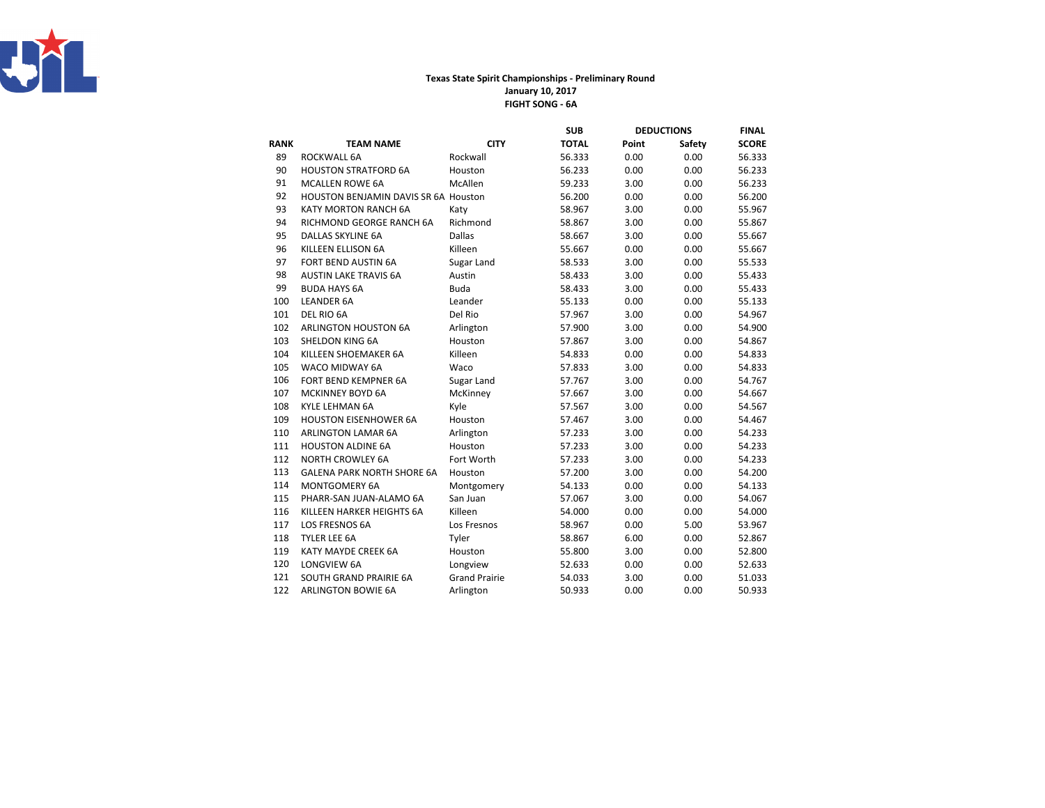**Texas State Spirit Championships - Preliminary Round**
**January 10, 2017**
**FIGHT SONG - 6A**

| | | | SUB | DEDUCTIONS | | FINAL |
|---|---|---|---|---|---|---|
| **RANK** | **TEAM NAME** | **CITY** | **TOTAL** | **Point** | **Safety** | **SCORE** |
| 89 | ROCKWALL 6A | Rockwall | 56.333 | 0.00 | 0.00 | 56.333 |
| 90 | HOUSTON STRATFORD 6A | Houston | 56.233 | 0.00 | 0.00 | 56.233 |
| 91 | MCALLEN ROWE 6A | McAllen | 59.233 | 3.00 | 0.00 | 56.233 |
| 92 | HOUSTON BENJAMIN DAVIS SR 6A | Houston | 56.200 | 0.00 | 0.00 | 56.200 |
| 93 | KATY MORTON RANCH 6A | Katy | 58.967 | 3.00 | 0.00 | 55.967 |
| 94 | RICHMOND GEORGE RANCH 6A | Richmond | 58.867 | 3.00 | 0.00 | 55.867 |
| 95 | DALLAS SKYLINE 6A | Dallas | 58.667 | 3.00 | 0.00 | 55.667 |
| 96 | KILLEEN ELLISON 6A | Killeen | 55.667 | 0.00 | 0.00 | 55.667 |
| 97 | FORT BEND AUSTIN 6A | Sugar Land | 58.533 | 3.00 | 0.00 | 55.533 |
| 98 | AUSTIN LAKE TRAVIS 6A | Austin | 58.433 | 3.00 | 0.00 | 55.433 |
| 99 | BUDA HAYS 6A | Buda | 58.433 | 3.00 | 0.00 | 55.433 |
| 100 | LEANDER 6A | Leander | 55.133 | 0.00 | 0.00 | 55.133 |
| 101 | DEL RIO 6A | Del Rio | 57.967 | 3.00 | 0.00 | 54.967 |
| 102 | ARLINGTON HOUSTON 6A | Arlington | 57.900 | 3.00 | 0.00 | 54.900 |
| 103 | SHELDON KING 6A | Houston | 57.867 | 3.00 | 0.00 | 54.867 |
| 104 | KILLEEN SHOEMAKER 6A | Killeen | 54.833 | 0.00 | 0.00 | 54.833 |
| 105 | WACO MIDWAY 6A | Waco | 57.833 | 3.00 | 0.00 | 54.833 |
| 106 | FORT BEND KEMPNER 6A | Sugar Land | 57.767 | 3.00 | 0.00 | 54.767 |
| 107 | MCKINNEY BOYD 6A | McKinney | 57.667 | 3.00 | 0.00 | 54.667 |
| 108 | KYLE LEHMAN 6A | Kyle | 57.567 | 3.00 | 0.00 | 54.567 |
| 109 | HOUSTON EISENHOWER 6A | Houston | 57.467 | 3.00 | 0.00 | 54.467 |
| 110 | ARLINGTON LAMAR 6A | Arlington | 57.233 | 3.00 | 0.00 | 54.233 |
| 111 | HOUSTON ALDINE 6A | Houston | 57.233 | 3.00 | 0.00 | 54.233 |
| 112 | NORTH CROWLEY 6A | Fort Worth | 57.233 | 3.00 | 0.00 | 54.233 |
| 113 | GALENA PARK NORTH SHORE 6A | Houston | 57.200 | 3.00 | 0.00 | 54.200 |
| 114 | MONTGOMERY 6A | Montgomery | 54.133 | 0.00 | 0.00 | 54.133 |
| 115 | PHARR-SAN JUAN-ALAMO 6A | San Juan | 57.067 | 3.00 | 0.00 | 54.067 |
| 116 | KILLEEN HARKER HEIGHTS 6A | Killeen | 54.000 | 0.00 | 0.00 | 54.000 |
| 117 | LOS FRESNOS 6A | Los Fresnos | 58.967 | 0.00 | 5.00 | 53.967 |
| 118 | TYLER LEE 6A | Tyler | 58.867 | 6.00 | 0.00 | 52.867 |
| 119 | KATY MAYDE CREEK 6A | Houston | 55.800 | 3.00 | 0.00 | 52.800 |
| 120 | LONGVIEW 6A | Longview | 52.633 | 0.00 | 0.00 | 52.633 |
| 121 | SOUTH GRAND PRAIRIE 6A | Grand Prairie | 54.033 | 3.00 | 0.00 | 51.033 |
| 122 | ARLINGTON BOWIE 6A | Arlington | 50.933 | 0.00 | 0.00 | 50.933 |